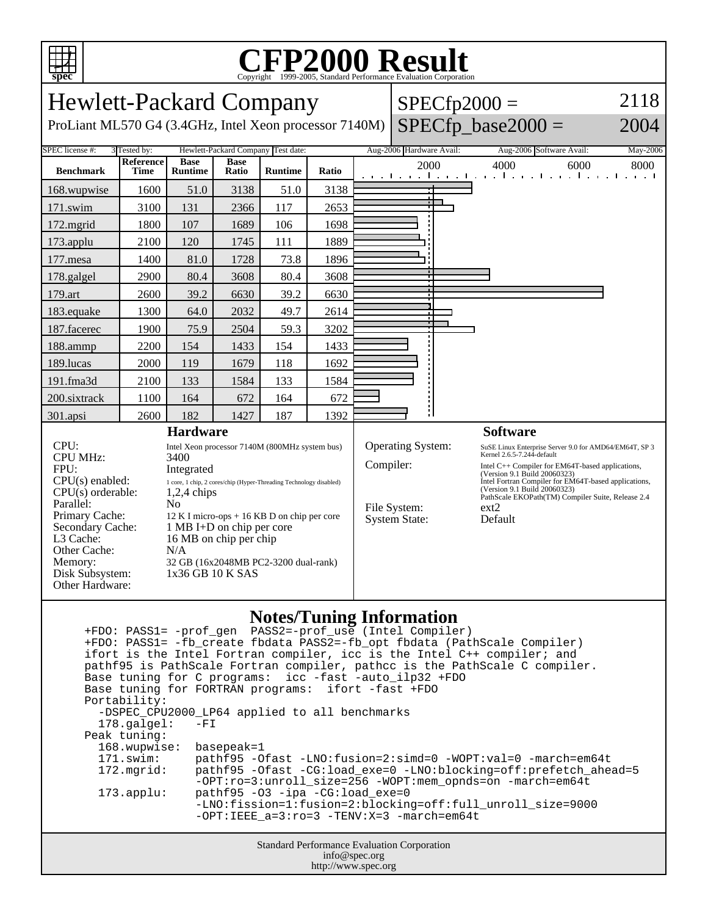# CFP2000 Result

Copyright 1999-2005, Standard Performance Evaluation Corporation

## Hewlett-Packard Company

ProLiant ML570 G4 (3.4GHz, Intel Xeon processor 7140M)

SPECfp2000 = 2118

SPECfp_base2000 = 2004

| SPEC license #: | 3 | Tested by: | Hewlett-Packard Company | Test date: | Aug-2006 | Hardware Avail: | Aug-2006 | Software Avail: | May-2006 |
|---|---|---|---|---|---|---|---|---|---|

| Benchmark | Reference Time | Base Runtime | Base Ratio | Runtime | Ratio |
|---|---|---|---|---|---|
| 168.wupwise | 1600 | 51.0 | 3138 | 51.0 | 3138 |
| 171.swim | 3100 | 131 | 2366 | 117 | 2653 |
| 172.mgrid | 1800 | 107 | 1689 | 106 | 1698 |
| 173.applu | 2100 | 120 | 1745 | 111 | 1889 |
| 177.mesa | 1400 | 81.0 | 1728 | 73.8 | 1896 |
| 178.galgel | 2900 | 80.4 | 3608 | 80.4 | 3608 |
| 179.art | 2600 | 39.2 | 6630 | 39.2 | 6630 |
| 183.equake | 1300 | 64.0 | 2032 | 49.7 | 2614 |
| 187.facerec | 1900 | 75.9 | 2504 | 59.3 | 3202 |
| 188.ammp | 2200 | 154 | 1433 | 154 | 1433 |
| 189.lucas | 2000 | 119 | 1679 | 118 | 1692 |
| 191.fma3d | 2100 | 133 | 1584 | 133 | 1584 |
| 200.sixtrack | 1100 | 164 | 672 | 164 | 672 |
| 301.apsi | 2600 | 182 | 1427 | 187 | 1392 |

### Hardware

| | |
|---|---|
| CPU: | Intel Xeon processor 7140M (800MHz system bus) |
| CPU MHz: | 3400 |
| FPU: | Integrated |
| CPU(s) enabled: | 1 core, 1 chip, 2 cores/chip (Hyper-Threading Technology disabled) |
| CPU(s) orderable: | 1,2,4 chips |
| Parallel: | No |
| Primary Cache: | 12 K I micro-ops + 16 KB D on chip per core |
| Secondary Cache: | 1 MB I+D on chip per core |
| L3 Cache: | 16 MB on chip per chip |
| Other Cache: | N/A |
| Memory: | 32 GB (16x2048MB PC2-3200 dual-rank) |
| Disk Subsystem: | 1x36 GB 10 K SAS |
| Other Hardware: | |

### Software

| | |
|---|---|
| Operating System: | SuSE Linux Enterprise Server 9.0 for AMD64/EM64T, SP 3 Kernel 2.6.5-7.244-default |
| Compiler: | Intel C++ Compiler for EM64T-based applications, (Version 9.1 Build 20060323) Intel Fortran Compiler for EM64T-based applications, (Version 9.1 Build 20060323) PathScale EKOPath(TM) Compiler Suite, Release 2.4 |
| File System: | ext2 |
| System State: | Default |

### Notes/Tuning Information

```
+FDO: PASS1= -prof_gen  PASS2=-prof_use (Intel Compiler)
+FDO: PASS1= -fb_create fbdata PASS2=-fb_opt fbdata (PathScale Compiler)
ifort is the Intel Fortran compiler, icc is the Intel C++ compiler; and
pathf95 is PathScale Fortran compiler, pathcc is the PathScale C compiler.
Base tuning for C programs:  icc -fast -auto_ilp32 +FDO
Base tuning for FORTRAN programs:  ifort -fast +FDO
Portability:
  -DSPEC_CPU2000_LP64 applied to all benchmarks
  178.galgel:   -FI
Peak tuning:
  168.wupwise:  basepeak=1
  171.swim:     pathf95 -Ofast -LNO:fusion=2:simd=0 -WOPT:val=0 -march=em64t
  172.mgrid:    pathf95 -Ofast -CG:load_exe=0 -LNO:blocking=off:prefetch_ahead=5
                -OPT:ro=3:unroll_size=256 -WOPT:mem_opnds=on -march=em64t
  173.applu:    pathf95 -O3 -ipa -CG:load_exe=0
                -LNO:fission=1:fusion=2:blocking=off:full_unroll_size=9000
                -OPT:IEEE_a=3:ro=3 -TENV:X=3 -march=em64t
```

Standard Performance Evaluation Corporation
info@spec.org
http://www.spec.org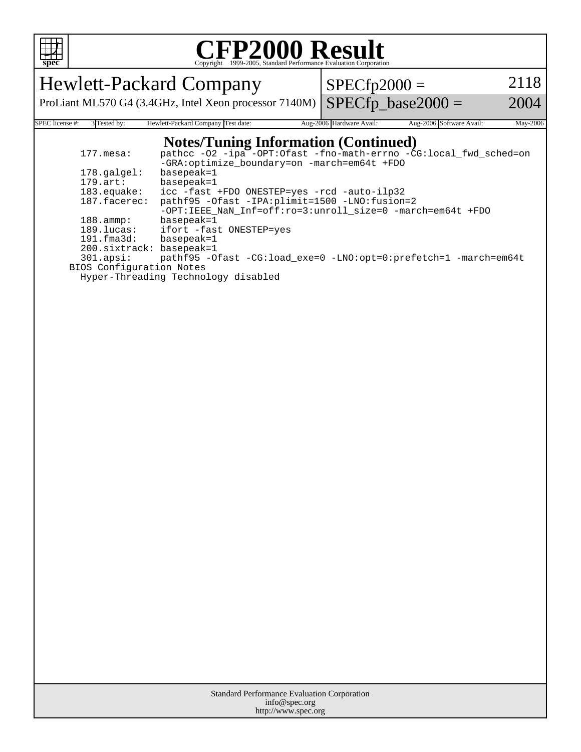# CFP2000 Result

Copyright 1999-2005, Standard Performance Evaluation Corporation

## Hewlett-Packard Company

ProLiant ML570 G4 (3.4GHz, Intel Xeon processor 7140M)

SPECfp2000 = 2118

SPECfp_base2000 = 2004

| SPEC license #: | 3 | Tested by: | Hewlett-Packard Company | Test date: | Aug-2006 | Hardware Avail: | Aug-2006 | Software Avail: | May-2006 |
|---|---|---|---|---|---|---|---|---|---|

### Notes/Tuning Information (Continued)

```
    177.mesa:      pathcc -O2 -ipa -OPT:Ofast -fno-math-errno -CG:local_fwd_sched=on
                   -GRA:optimize_boundary=on -march=em64t +FDO
    178.galgel:    basepeak=1
    179.art:       basepeak=1
    183.equake:    icc -fast +FDO ONESTEP=yes -rcd -auto-ilp32
    187.facerec:   pathf95 -Ofast -IPA:plimit=1500 -LNO:fusion=2
                   -OPT:IEEE_NaN_Inf=off:ro=3:unroll_size=0 -march=em64t +FDO
    188.ammp:      basepeak=1
    189.lucas:     ifort -fast ONESTEP=yes
    191.fma3d:     basepeak=1
    200.sixtrack:  basepeak=1
    301.apsi:      pathf95 -Ofast -CG:load_exe=0 -LNO:opt=0:prefetch=1 -march=em64t
  BIOS Configuration Notes
    Hyper-Threading Technology disabled
```

Standard Performance Evaluation Corporation
info@spec.org
http://www.spec.org